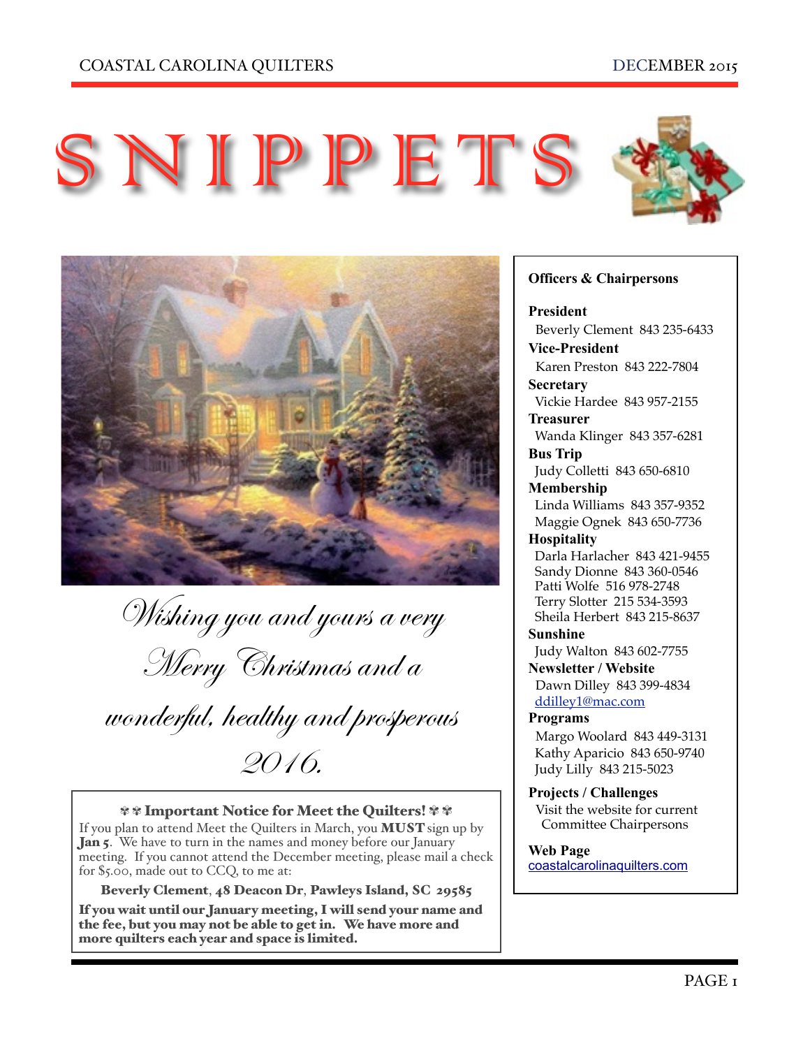# SNIPPETS

*Wishing you and yours a very Merry Christmas and a wonderful, healthy and prosperous 2016.*

### ✾✾ Important Notice for Meet the Quilters! ✾✾

If you plan to attend Meet the Quilters in March, you **MUST** sign up by **Jan 5**. We have to turn in the names and money before our January meeting. If you cannot attend the December meeting, please mail a check for $5.00, made out to CCQ, to me at:

**Beverly Clement, 48 Deacon Dr, Pawleys Island, SC 29585**

**If you wait until our January meeting, I will send your name and the fee, but you may not be able to get in. We have more and more quilters each year and space is limited.**

## Officers & Chairpersons

**President**
Beverly Clement 843 235-6433

**Vice-President**
Karen Preston 843 222-7804

**Secretary**
Vickie Hardee 843 957-2155

**Treasurer**
Wanda Klinger 843 357-6281

**Bus Trip**
Judy Colletti 843 650-6810

**Membership**
Linda Williams 843 357-9352
Maggie Ognek 843 650-7736

**Hospitality**
Darla Harlacher 843 421-9455
Sandy Dionne 843 360-0546
Patti Wolfe 516 978-2748
Terry Slotter 215 534-3593
Sheila Herbert 843 215-8637

**Sunshine**
Judy Walton 843 602-7755

**Newsletter / Website**
Dawn Dilley 843 399-4834
ddilley1@mac.com

**Programs**
Margo Woolard 843 449-3131
Kathy Aparicio 843 650-9740
Judy Lilly 843 215-5023

**Projects / Challenges**
Visit the website for current Committee Chairpersons

**Web Page**
coastalcarolinaquilters.com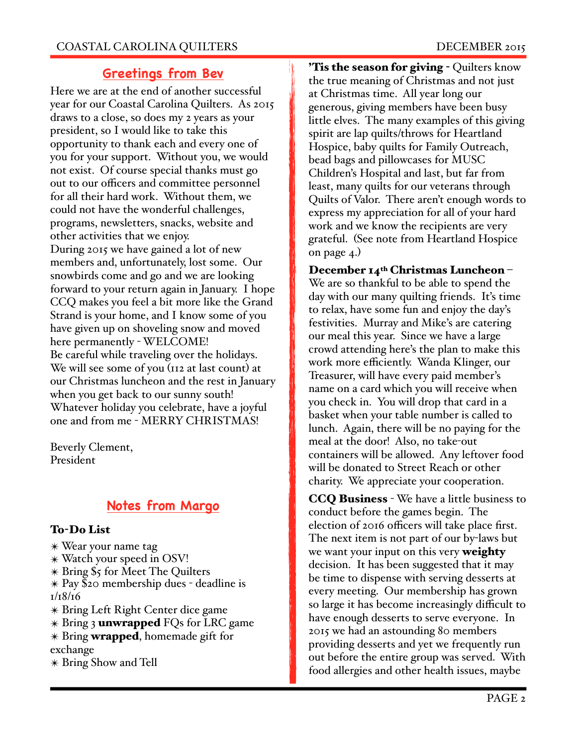## Greetings from Bev

Here we are at the end of another successful year for our Coastal Carolina Quilters. As 2015 draws to a close, so does my 2 years as your president, so I would like to take this opportunity to thank each and every one of you for your support. Without you, we would not exist. Of course special thanks must go out to our officers and committee personnel for all their hard work. Without them, we could not have the wonderful challenges, programs, newsletters, snacks, website and other activities that we enjoy.

During 2015 we have gained a lot of new members and, unfortunately, lost some. Our snowbirds come and go and we are looking forward to your return again in January. I hope CCQ makes you feel a bit more like the Grand Strand is your home, and I know some of you have given up on shoveling snow and moved here permanently - WELCOME!

Be careful while traveling over the holidays. We will see some of you (112 at last count) at our Christmas luncheon and the rest in January when you get back to our sunny south! Whatever holiday you celebrate, have a joyful one and from me - MERRY CHRISTMAS!

Beverly Clement,
President

## Notes from Margo

### To-Do List

- ✳ Wear your name tag
- ✳ Watch your speed in OSV!
- ✳ Bring $5 for Meet The Quilters
- ✳ Pay $20 membership dues - deadline is 1/18/16
- ✳ Bring Left Right Center dice game
- ✳ Bring 3 **unwrapped** FQs for LRC game
- ✳ Bring **wrapped**, homemade gift for exchange
- ✳ Bring Show and Tell

**'Tis the season for giving** - Quilters know the true meaning of Christmas and not just at Christmas time. All year long our generous, giving members have been busy little elves. The many examples of this giving spirit are lap quilts/throws for Heartland Hospice, baby quilts for Family Outreach, bead bags and pillowcases for MUSC Children's Hospital and last, but far from least, many quilts for our veterans through Quilts of Valor. There aren't enough words to express my appreciation for all of your hard work and we know the recipients are very grateful. (See note from Heartland Hospice on page 4.)

**December 14th Christmas Luncheon** – We are so thankful to be able to spend the day with our many quilting friends. It's time to relax, have some fun and enjoy the day's festivities. Murray and Mike's are catering our meal this year. Since we have a large crowd attending here's the plan to make this work more efficiently. Wanda Klinger, our Treasurer, will have every paid member's name on a card which you will receive when you check in. You will drop that card in a basket when your table number is called to lunch. Again, there will be no paying for the meal at the door! Also, no take-out containers will be allowed. Any leftover food will be donated to Street Reach or other charity. We appreciate your cooperation.

**CCQ Business** - We have a little business to conduct before the games begin. The election of 2016 officers will take place first. The next item is not part of our by-laws but we want your input on this very **weighty** decision. It has been suggested that it may be time to dispense with serving desserts at every meeting. Our membership has grown so large it has become increasingly difficult to have enough desserts to serve everyone. In 2015 we had an astounding 80 members providing desserts and yet we frequently run out before the entire group was served. With food allergies and other health issues, maybe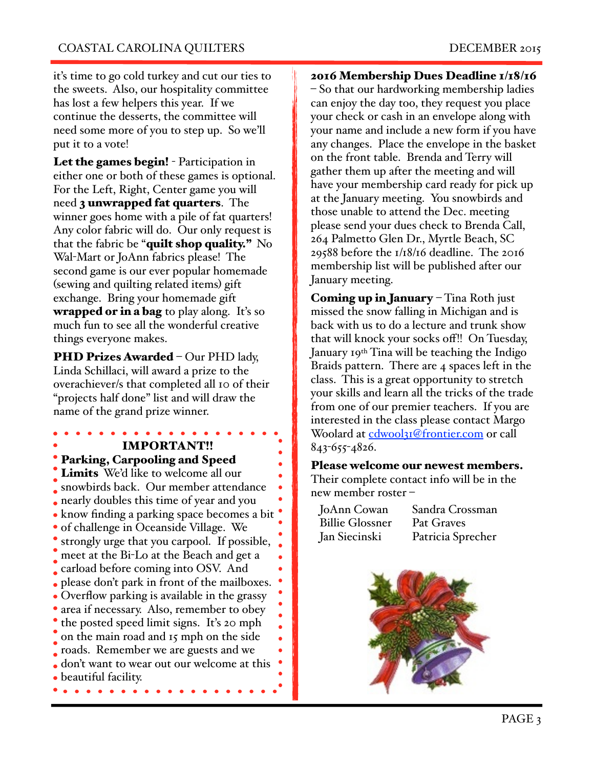it's time to go cold turkey and cut our ties to the sweets. Also, our hospitality committee has lost a few helpers this year. If we continue the desserts, the committee will need some more of you to step up. So we'll put it to a vote!

**Let the games begin!** - Participation in either one or both of these games is optional. For the Left, Right, Center game you will need **3 unwrapped fat quarters**. The winner goes home with a pile of fat quarters! Any color fabric will do. Our only request is that the fabric be "**quilt shop quality."** No Wal-Mart or JoAnn fabrics please! The second game is our ever popular homemade (sewing and quilting related items) gift exchange. Bring your homemade gift **wrapped or in a bag** to play along. It's so much fun to see all the wonderful creative things everyone makes.

**PHD Prizes Awarded** – Our PHD lady, Linda Schillaci, will award a prize to the overachiever/s that completed all 10 of their "projects half done" list and will draw the name of the grand prize winner.

**IMPORTANT!!**

**Parking, Carpooling and Speed Limits** We'd like to welcome all our snowbirds back. Our member attendance nearly doubles this time of year and you know finding a parking space becomes a bit of challenge in Oceanside Village. We strongly urge that you carpool. If possible, meet at the Bi-Lo at the Beach and get a carload before coming into OSV. And please don't park in front of the mailboxes. Overflow parking is available in the grassy area if necessary. Also, remember to obey the posted speed limit signs. It's 20 mph on the main road and 15 mph on the side roads. Remember we are guests and we don't want to wear out our welcome at this beautiful facility.

**2016 Membership Dues Deadline 1/18/16** – So that our hardworking membership ladies can enjoy the day too, they request you place your check or cash in an envelope along with your name and include a new form if you have any changes. Place the envelope in the basket on the front table. Brenda and Terry will gather them up after the meeting and will have your membership card ready for pick up at the January meeting. You snowbirds and those unable to attend the Dec. meeting please send your dues check to Brenda Call, 264 Palmetto Glen Dr., Myrtle Beach, SC 29588 before the 1/18/16 deadline. The 2016 membership list will be published after our January meeting.

**Coming up in January** – Tina Roth just missed the snow falling in Michigan and is back with us to do a lecture and trunk show that will knock your socks off!! On Tuesday, January 19th Tina will be teaching the Indigo Braids pattern. There are 4 spaces left in the class. This is a great opportunity to stretch your skills and learn all the tricks of the trade from one of our premier teachers. If you are interested in the class please contact Margo Woolard at cdwool31@frontier.com or call 843-655-4826.

**Please welcome our newest members.** Their complete contact info will be in the new member roster –

| | |
|---|---|
| JoAnn Cowan | Sandra Crossman |
| Billie Glossner | Pat Graves |
| Jan Siecinski | Patricia Sprecher |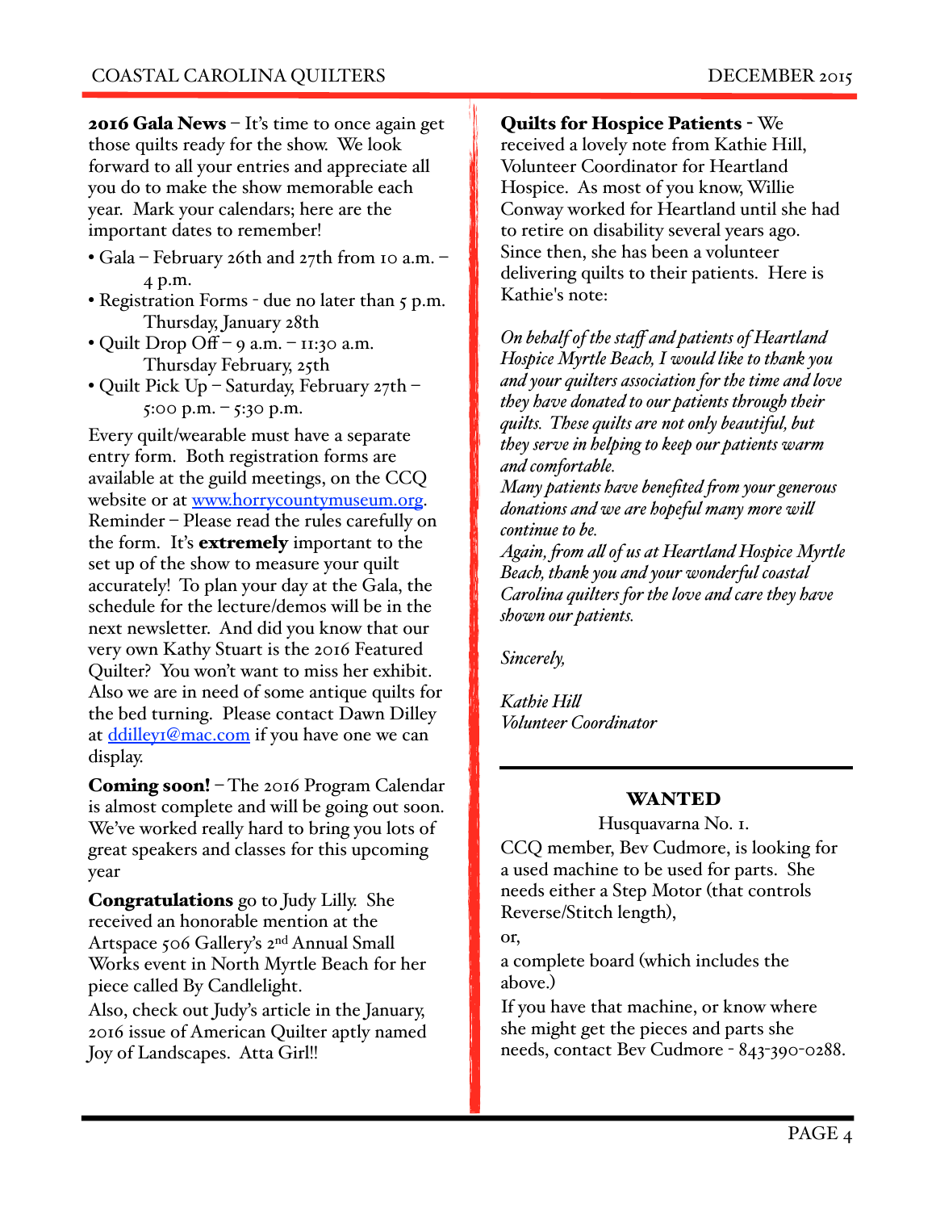**2016 Gala News** – It's time to once again get those quilts ready for the show. We look forward to all your entries and appreciate all you do to make the show memorable each year. Mark your calendars; here are the important dates to remember!

- Gala – February 26th and 27th from 10 a.m. – 4 p.m.
- Registration Forms - due no later than 5 p.m. Thursday, January 28th
- Quilt Drop Off – 9 a.m. – 11:30 a.m. Thursday February, 25th
- Quilt Pick Up – Saturday, February 27th – 5:00 p.m. – 5:30 p.m.

Every quilt/wearable must have a separate entry form. Both registration forms are available at the guild meetings, on the CCQ website or at www.horrycountymuseum.org. Reminder – Please read the rules carefully on the form. It's **extremely** important to the set up of the show to measure your quilt accurately! To plan your day at the Gala, the schedule for the lecture/demos will be in the next newsletter. And did you know that our very own Kathy Stuart is the 2016 Featured Quilter? You won't want to miss her exhibit. Also we are in need of some antique quilts for the bed turning. Please contact Dawn Dilley at ddilley1@mac.com if you have one we can display.

**Coming soon!** – The 2016 Program Calendar is almost complete and will be going out soon. We've worked really hard to bring you lots of great speakers and classes for this upcoming year

**Congratulations** go to Judy Lilly. She received an honorable mention at the Artspace 506 Gallery's 2nd Annual Small Works event in North Myrtle Beach for her piece called By Candlelight.

Also, check out Judy's article in the January, 2016 issue of American Quilter aptly named Joy of Landscapes. Atta Girl!!

**Quilts for Hospice Patients** - We received a lovely note from Kathie Hill, Volunteer Coordinator for Heartland Hospice. As most of you know, Willie Conway worked for Heartland until she had to retire on disability several years ago. Since then, she has been a volunteer delivering quilts to their patients. Here is Kathie's note:

*On behalf of the staff and patients of Heartland Hospice Myrtle Beach, I would like to thank you and your quilters association for the time and love they have donated to our patients through their quilts. These quilts are not only beautiful, but they serve in helping to keep our patients warm and comfortable.*

*Many patients have benefited from your generous donations and we are hopeful many more will continue to be.*

*Again, from all of us at Heartland Hospice Myrtle Beach, thank you and your wonderful coastal Carolina quilters for the love and care they have shown our patients.*

*Sincerely,*

*Kathie Hill*
*Volunteer Coordinator*

---

**WANTED**

Husquavarna No. 1.

CCQ member, Bev Cudmore, is looking for a used machine to be used for parts. She needs either a Step Motor (that controls Reverse/Stitch length),

or,

a complete board (which includes the above.)

If you have that machine, or know where she might get the pieces and parts she needs, contact Bev Cudmore - 843-390-0288.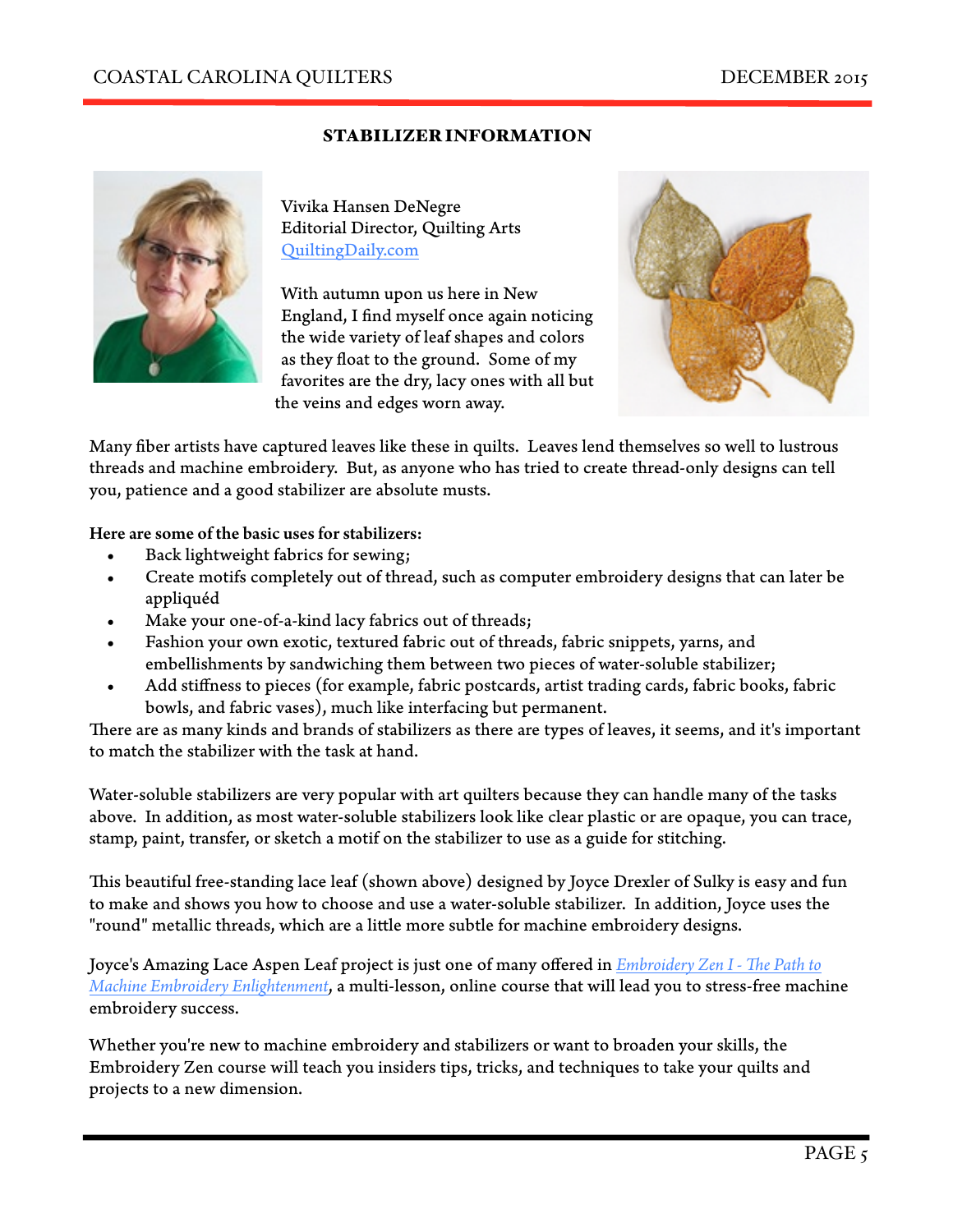## STABILIZER INFORMATION

Vivika Hansen DeNegre
Editorial Director, Quilting Arts
[QuiltingDaily.com](QuiltingDaily.com)

With autumn upon us here in New England, I find myself once again noticing the wide variety of leaf shapes and colors as they float to the ground. Some of my favorites are the dry, lacy ones with all but the veins and edges worn away.

Many fiber artists have captured leaves like these in quilts. Leaves lend themselves so well to lustrous threads and machine embroidery. But, as anyone who has tried to create thread-only designs can tell you, patience and a good stabilizer are absolute musts.

**Here are some of the basic uses for stabilizers:**

- Back lightweight fabrics for sewing;
- Create motifs completely out of thread, such as computer embroidery designs that can later be appliquéd
- Make your one-of-a-kind lacy fabrics out of threads;
- Fashion your own exotic, textured fabric out of threads, fabric snippets, yarns, and embellishments by sandwiching them between two pieces of water-soluble stabilizer;
- Add stiffness to pieces (for example, fabric postcards, artist trading cards, fabric books, fabric bowls, and fabric vases), much like interfacing but permanent.

There are as many kinds and brands of stabilizers as there are types of leaves, it seems, and it's important to match the stabilizer with the task at hand.

Water-soluble stabilizers are very popular with art quilters because they can handle many of the tasks above. In addition, as most water-soluble stabilizers look like clear plastic or are opaque, you can trace, stamp, paint, transfer, or sketch a motif on the stabilizer to use as a guide for stitching.

This beautiful free-standing lace leaf (shown above) designed by Joyce Drexler of Sulky is easy and fun to make and shows you how to choose and use a water-soluble stabilizer. In addition, Joyce uses the "round" metallic threads, which are a little more subtle for machine embroidery designs.

Joyce's Amazing Lace Aspen Leaf project is just one of many offered in *Embroidery Zen I - The Path to Machine Embroidery Enlightenment*, a multi-lesson, online course that will lead you to stress-free machine embroidery success.

Whether you're new to machine embroidery and stabilizers or want to broaden your skills, the Embroidery Zen course will teach you insiders tips, tricks, and techniques to take your quilts and projects to a new dimension.